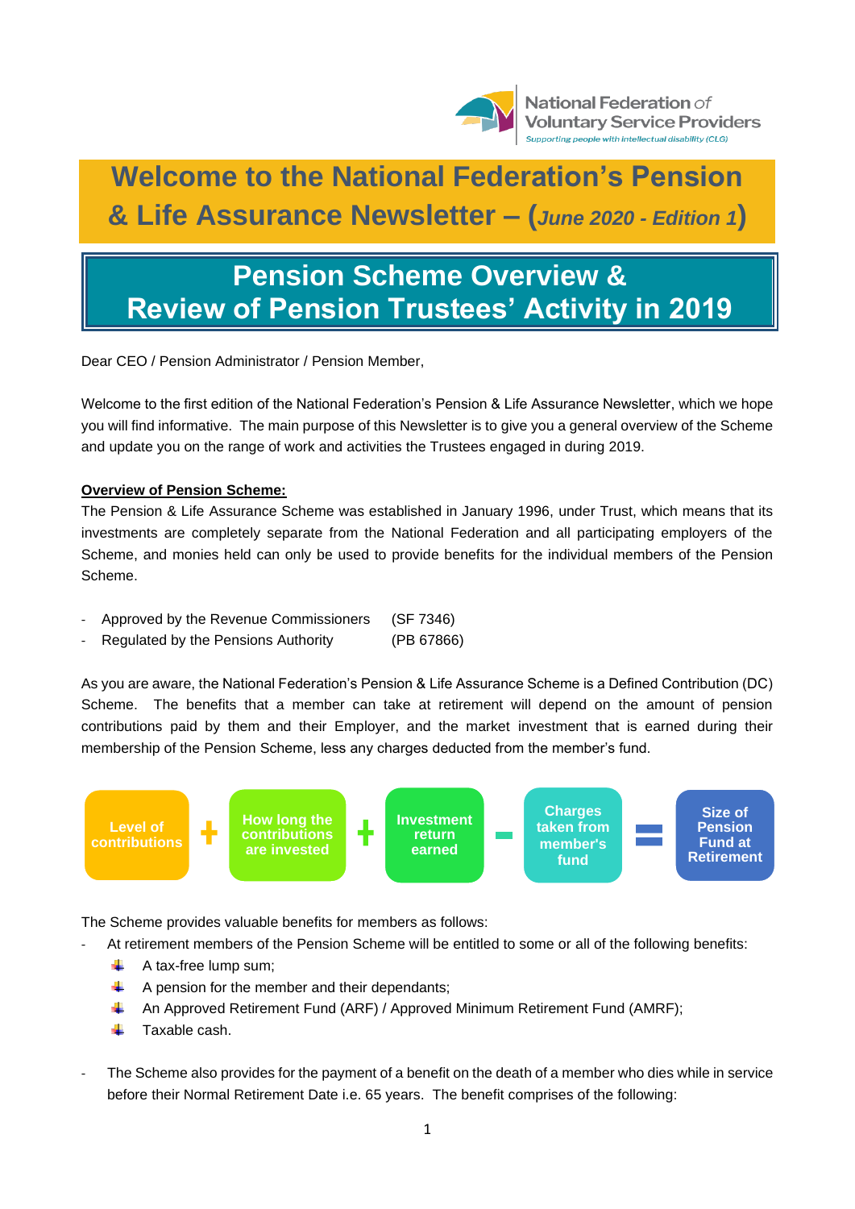National Federation of Voluntary Service Providers
*Supporting people with intellectual disability (CLG)*

# Welcome to the National Federation's Pension & Life Assurance Newsletter – (*June 2020 - Edition 1*)

# Pension Scheme Overview & Review of Pension Trustees' Activity in 2019

Dear CEO / Pension Administrator / Pension Member,

Welcome to the first edition of the National Federation's Pension & Life Assurance Newsletter, which we hope you will find informative. The main purpose of this Newsletter is to give you a general overview of the Scheme and update you on the range of work and activities the Trustees engaged in during 2019.

**Overview of Pension Scheme:**

The Pension & Life Assurance Scheme was established in January 1996, under Trust, which means that its investments are completely separate from the National Federation and all participating employers of the Scheme, and monies held can only be used to provide benefits for the individual members of the Pension Scheme.

- Approved by the Revenue Commissioners (SF 7346)
- Regulated by the Pensions Authority (PB 67866)

As you are aware, the National Federation's Pension & Life Assurance Scheme is a Defined Contribution (DC) Scheme. The benefits that a member can take at retirement will depend on the amount of pension contributions paid by them and their Employer, and the market investment that is earned during their membership of the Pension Scheme, less any charges deducted from the member's fund.

**Level of contributions** + **How long the contributions are invested** + **Investment return earned** - **Charges taken from member's fund** = **Size of Pension Fund at Retirement**

The Scheme provides valuable benefits for members as follows:

- At retirement members of the Pension Scheme will be entitled to some or all of the following benefits:
  - A tax-free lump sum;
  - A pension for the member and their dependants;
  - An Approved Retirement Fund (ARF) / Approved Minimum Retirement Fund (AMRF);
  - Taxable cash.

- The Scheme also provides for the payment of a benefit on the death of a member who dies while in service before their Normal Retirement Date i.e. 65 years. The benefit comprises of the following: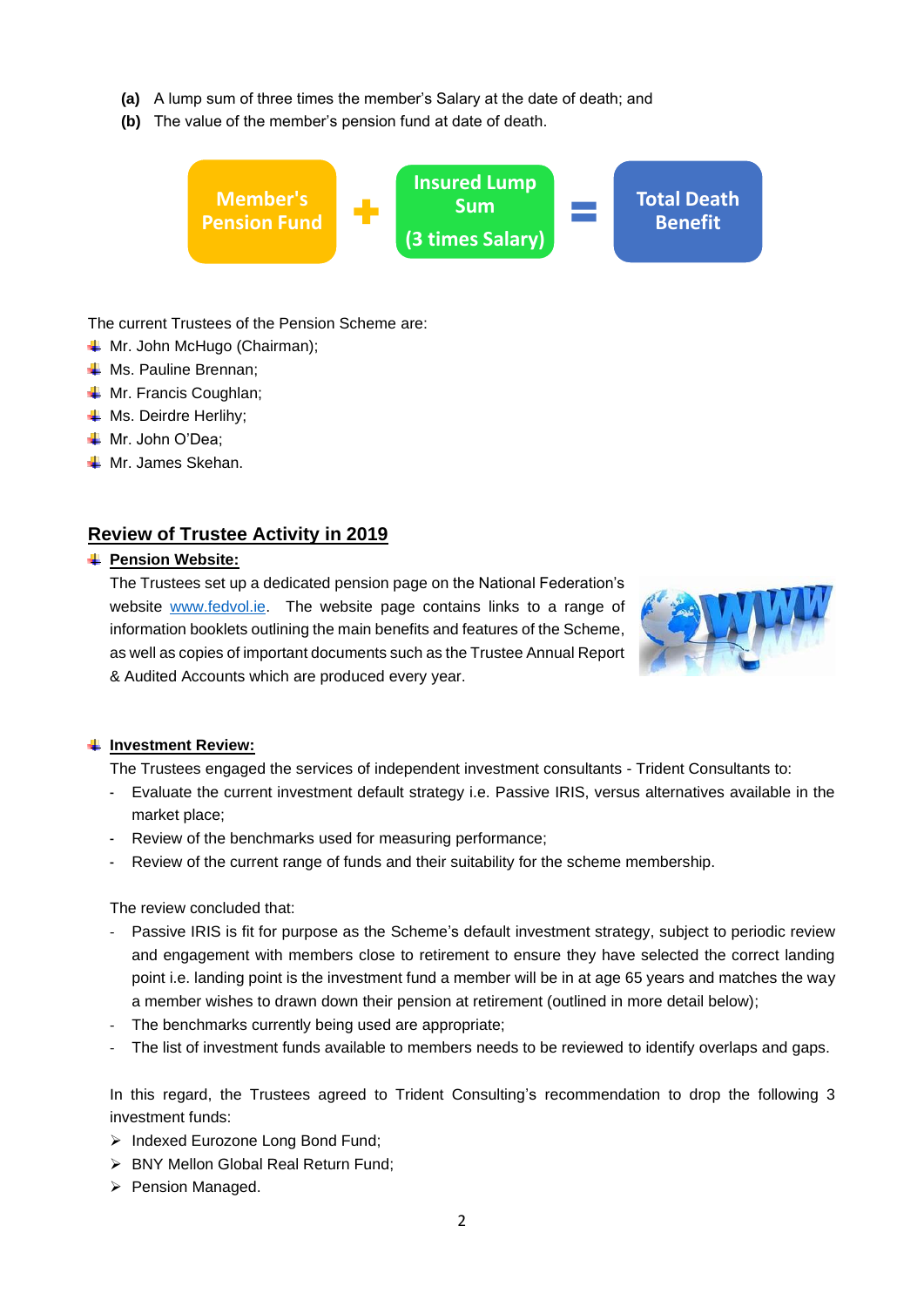**(a)** A lump sum of three times the member's Salary at the date of death; and

**(b)** The value of the member's pension fund at date of death.

**Member's Pension Fund** + **Insured Lump Sum (3 times Salary)** = **Total Death Benefit**

The current Trustees of the Pension Scheme are:

- Mr. John McHugo (Chairman);
- Ms. Pauline Brennan;
- Mr. Francis Coughlan;
- Ms. Deirdre Herlihy;
- Mr. John O'Dea;
- Mr. James Skehan.

## Review of Trustee Activity in 2019

- **Pension Website:**

  The Trustees set up a dedicated pension page on the National Federation's website www.fedvol.ie. The website page contains links to a range of information booklets outlining the main benefits and features of the Scheme, as well as copies of important documents such as the Trustee Annual Report & Audited Accounts which are produced every year.

- **Investment Review:**

  The Trustees engaged the services of independent investment consultants - Trident Consultants to:

  - Evaluate the current investment default strategy i.e. Passive IRIS, versus alternatives available in the market place;
  - Review of the benchmarks used for measuring performance;
  - Review of the current range of funds and their suitability for the scheme membership.

  The review concluded that:

  - Passive IRIS is fit for purpose as the Scheme's default investment strategy, subject to periodic review and engagement with members close to retirement to ensure they have selected the correct landing point i.e. landing point is the investment fund a member will be in at age 65 years and matches the way a member wishes to drawn down their pension at retirement (outlined in more detail below);
  - The benchmarks currently being used are appropriate;
  - The list of investment funds available to members needs to be reviewed to identify overlaps and gaps.

  In this regard, the Trustees agreed to Trident Consulting's recommendation to drop the following 3 investment funds:

  - Indexed Eurozone Long Bond Fund;
  - BNY Mellon Global Real Return Fund;
  - Pension Managed.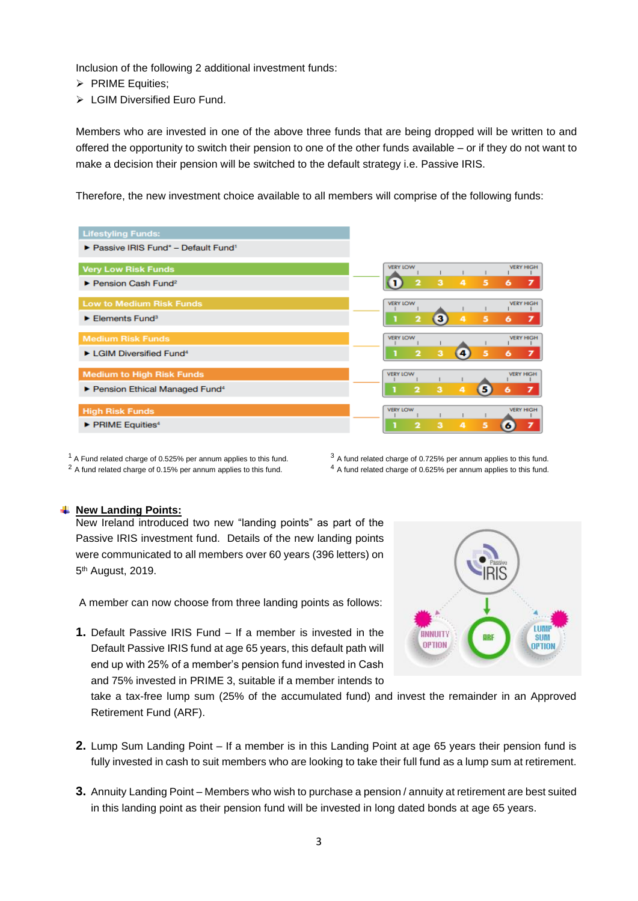Inclusion of the following 2 additional investment funds:

- PRIME Equities;
- LGIM Diversified Euro Fund.

Members who are invested in one of the above three funds that are being dropped will be written to and offered the opportunity to switch their pension to one of the other funds available – or if they do not want to make a decision their pension will be switched to the default strategy i.e. Passive IRIS.

Therefore, the new investment choice available to all members will comprise of the following funds:

| Fund | Risk Rating (1 = Very Low, 7 = Very High) |
|---|---|
| **Lifestyling Funds:** | |
| ► Passive IRIS Fund* – Default Fund[1] | |
| **Very Low Risk Funds** | |
| ► Pension Cash Fund[2] | 1 |
| **Low to Medium Risk Funds** | |
| ► Elements Fund[3] | 3 |
| **Medium Risk Funds** | |
| ► LGIM Diversified Fund[4] | 4 |
| **Medium to High Risk Funds** | |
| ► Pension Ethical Managed Fund[4] | 5 |
| **High Risk Funds** | |
| ► PRIME Equities[4] | 6 |

[1] A Fund related charge of 0.525% per annum applies to this fund.
[2] A fund related charge of 0.15% per annum applies to this fund.
[3] A fund related charge of 0.725% per annum applies to this fund.
[4] A fund related charge of 0.625% per annum applies to this fund.

## New Landing Points:

New Ireland introduced two new "landing points" as part of the Passive IRIS investment fund. Details of the new landing points were communicated to all members over 60 years (396 letters) on 5th August, 2019.

A member can now choose from three landing points as follows:

1. Default Passive IRIS Fund – If a member is invested in the Default Passive IRIS fund at age 65 years, this default path will end up with 25% of a member's pension fund invested in Cash and 75% invested in PRIME 3, suitable if a member intends to take a tax-free lump sum (25% of the accumulated fund) and invest the remainder in an Approved Retirement Fund (ARF).

2. Lump Sum Landing Point – If a member is in this Landing Point at age 65 years their pension fund is fully invested in cash to suit members who are looking to take their full fund as a lump sum at retirement.

3. Annuity Landing Point – Members who wish to purchase a pension / annuity at retirement are best suited in this landing point as their pension fund will be invested in long dated bonds at age 65 years.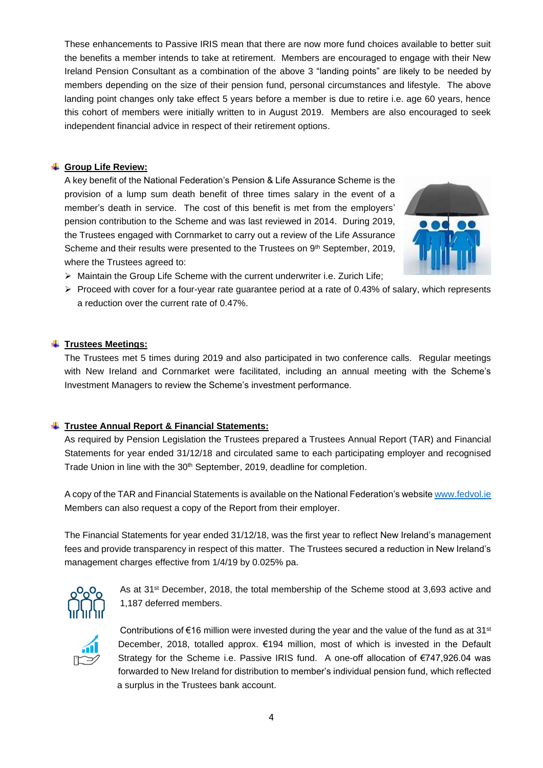These enhancements to Passive IRIS mean that there are now more fund choices available to better suit the benefits a member intends to take at retirement. Members are encouraged to engage with their New Ireland Pension Consultant as a combination of the above 3 "landing points" are likely to be needed by members depending on the size of their pension fund, personal circumstances and lifestyle. The above landing point changes only take effect 5 years before a member is due to retire i.e. age 60 years, hence this cohort of members were initially written to in August 2019. Members are also encouraged to seek independent financial advice in respect of their retirement options.

## **Group Life Review:**

A key benefit of the National Federation's Pension & Life Assurance Scheme is the provision of a lump sum death benefit of three times salary in the event of a member's death in service. The cost of this benefit is met from the employers' pension contribution to the Scheme and was last reviewed in 2014. During 2019, the Trustees engaged with Cornmarket to carry out a review of the Life Assurance Scheme and their results were presented to the Trustees on 9th September, 2019, where the Trustees agreed to:

- Maintain the Group Life Scheme with the current underwriter i.e. Zurich Life;
- Proceed with cover for a four-year rate guarantee period at a rate of 0.43% of salary, which represents a reduction over the current rate of 0.47%.

## **Trustees Meetings:**

The Trustees met 5 times during 2019 and also participated in two conference calls. Regular meetings with New Ireland and Cornmarket were facilitated, including an annual meeting with the Scheme's Investment Managers to review the Scheme's investment performance.

## **Trustee Annual Report & Financial Statements:**

As required by Pension Legislation the Trustees prepared a Trustees Annual Report (TAR) and Financial Statements for year ended 31/12/18 and circulated same to each participating employer and recognised Trade Union in line with the 30th September, 2019, deadline for completion.

A copy of the TAR and Financial Statements is available on the National Federation's website www.fedvol.ie Members can also request a copy of the Report from their employer.

The Financial Statements for year ended 31/12/18, was the first year to reflect New Ireland's management fees and provide transparency in respect of this matter. The Trustees secured a reduction in New Ireland's management charges effective from 1/4/19 by 0.025% pa.

As at 31st December, 2018, the total membership of the Scheme stood at 3,693 active and 1,187 deferred members.

Contributions of €16 million were invested during the year and the value of the fund as at 31st December, 2018, totalled approx. €194 million, most of which is invested in the Default Strategy for the Scheme i.e. Passive IRIS fund. A one-off allocation of €747,926.04 was forwarded to New Ireland for distribution to member's individual pension fund, which reflected a surplus in the Trustees bank account.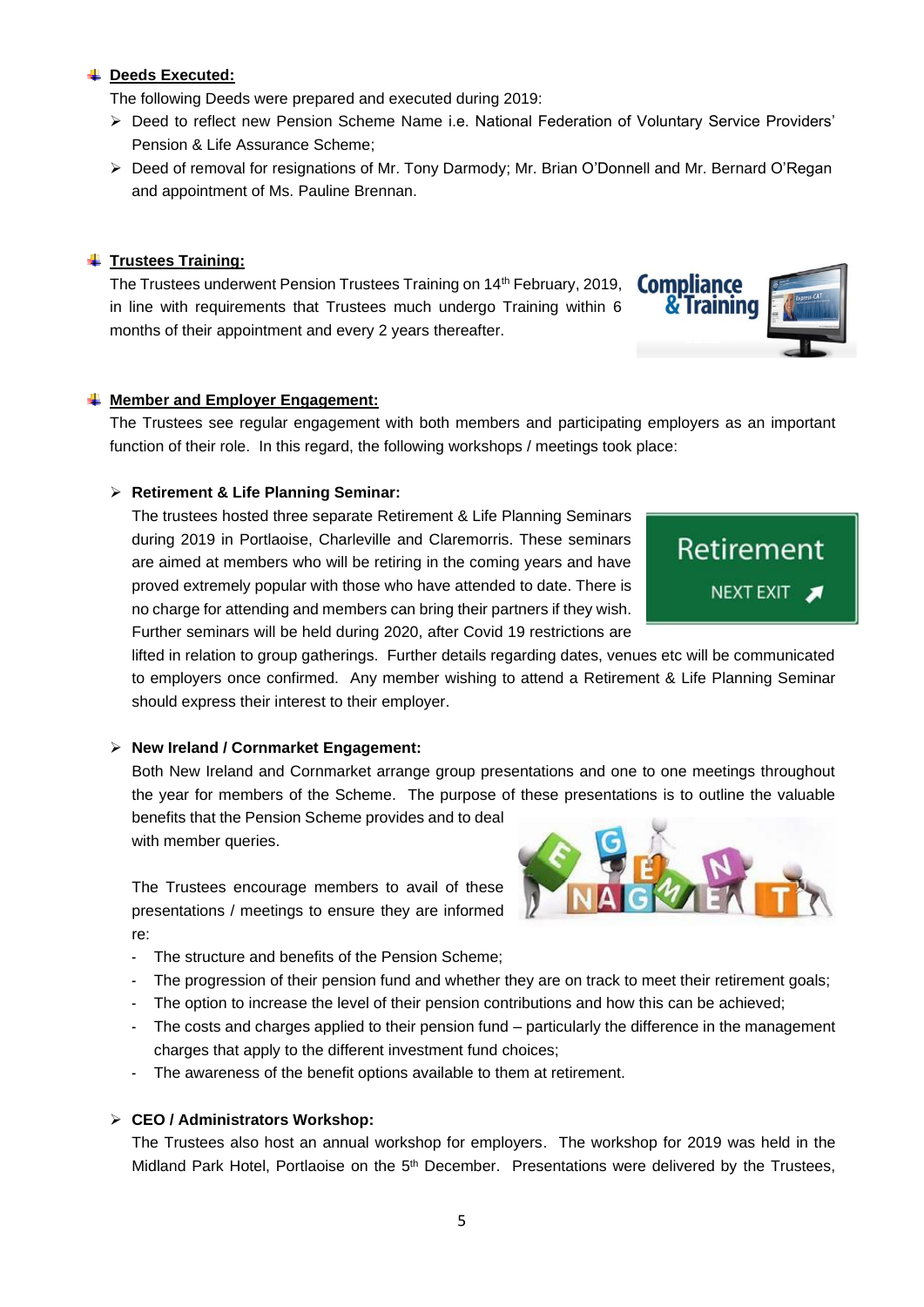- **Deeds Executed:**

  The following Deeds were prepared and executed during 2019:

  - Deed to reflect new Pension Scheme Name i.e. National Federation of Voluntary Service Providers' Pension & Life Assurance Scheme;
  - Deed of removal for resignations of Mr. Tony Darmody; Mr. Brian O'Donnell and Mr. Bernard O'Regan and appointment of Ms. Pauline Brennan.

- **Trustees Training:**

  The Trustees underwent Pension Trustees Training on 14th February, 2019, in line with requirements that Trustees much undergo Training within 6 months of their appointment and every 2 years thereafter.

- **Member and Employer Engagement:**

  The Trustees see regular engagement with both members and participating employers as an important function of their role. In this regard, the following workshops / meetings took place:

  - **Retirement & Life Planning Seminar:**

    The trustees hosted three separate Retirement & Life Planning Seminars during 2019 in Portlaoise, Charleville and Claremorris. These seminars are aimed at members who will be retiring in the coming years and have proved extremely popular with those who have attended to date. There is no charge for attending and members can bring their partners if they wish. Further seminars will be held during 2020, after Covid 19 restrictions are lifted in relation to group gatherings. Further details regarding dates, venues etc will be communicated to employers once confirmed. Any member wishing to attend a Retirement & Life Planning Seminar should express their interest to their employer.

  - **New Ireland / Cornmarket Engagement:**

    Both New Ireland and Cornmarket arrange group presentations and one to one meetings throughout the year for members of the Scheme. The purpose of these presentations is to outline the valuable benefits that the Pension Scheme provides and to deal with member queries.

    The Trustees encourage members to avail of these presentations / meetings to ensure they are informed re:

    - The structure and benefits of the Pension Scheme;
    - The progression of their pension fund and whether they are on track to meet their retirement goals;
    - The option to increase the level of their pension contributions and how this can be achieved;
    - The costs and charges applied to their pension fund – particularly the difference in the management charges that apply to the different investment fund choices;
    - The awareness of the benefit options available to them at retirement.

  - **CEO / Administrators Workshop:**

    The Trustees also host an annual workshop for employers. The workshop for 2019 was held in the Midland Park Hotel, Portlaoise on the 5th December. Presentations were delivered by the Trustees,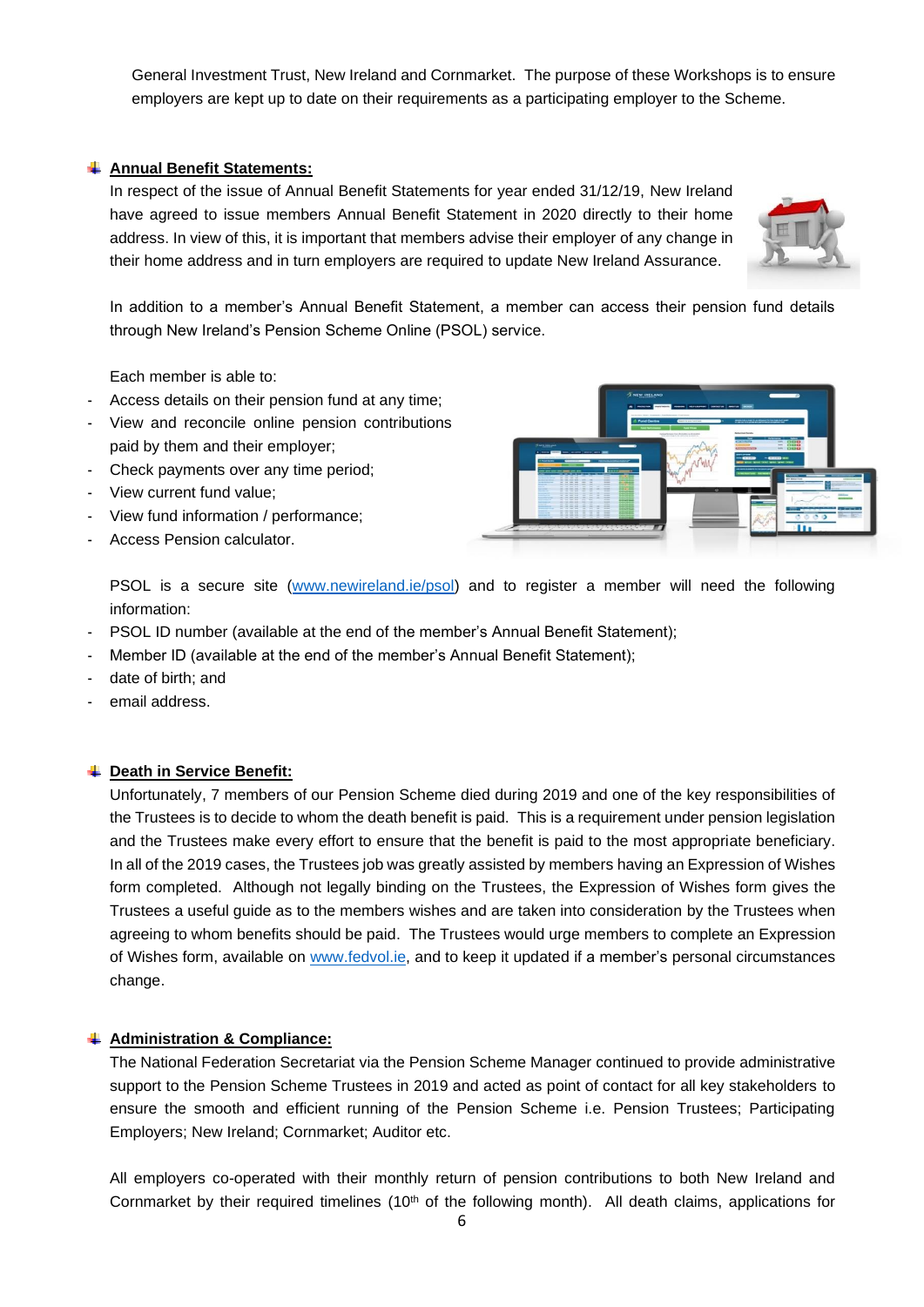General Investment Trust, New Ireland and Cornmarket. The purpose of these Workshops is to ensure employers are kept up to date on their requirements as a participating employer to the Scheme.

## Annual Benefit Statements:

In respect of the issue of Annual Benefit Statements for year ended 31/12/19, New Ireland have agreed to issue members Annual Benefit Statement in 2020 directly to their home address. In view of this, it is important that members advise their employer of any change in their home address and in turn employers are required to update New Ireland Assurance.

In addition to a member's Annual Benefit Statement, a member can access their pension fund details through New Ireland's Pension Scheme Online (PSOL) service.

Each member is able to:

- Access details on their pension fund at any time;
- View and reconcile online pension contributions paid by them and their employer;
- Check payments over any time period;
- View current fund value;
- View fund information / performance;
- Access Pension calculator.

PSOL is a secure site (www.newireland.ie/psol) and to register a member will need the following information:

- PSOL ID number (available at the end of the member's Annual Benefit Statement);
- Member ID (available at the end of the member's Annual Benefit Statement);
- date of birth; and
- email address.

## Death in Service Benefit:

Unfortunately, 7 members of our Pension Scheme died during 2019 and one of the key responsibilities of the Trustees is to decide to whom the death benefit is paid. This is a requirement under pension legislation and the Trustees make every effort to ensure that the benefit is paid to the most appropriate beneficiary. In all of the 2019 cases, the Trustees job was greatly assisted by members having an Expression of Wishes form completed. Although not legally binding on the Trustees, the Expression of Wishes form gives the Trustees a useful guide as to the members wishes and are taken into consideration by the Trustees when agreeing to whom benefits should be paid. The Trustees would urge members to complete an Expression of Wishes form, available on www.fedvol.ie, and to keep it updated if a member's personal circumstances change.

## Administration & Compliance:

The National Federation Secretariat via the Pension Scheme Manager continued to provide administrative support to the Pension Scheme Trustees in 2019 and acted as point of contact for all key stakeholders to ensure the smooth and efficient running of the Pension Scheme i.e. Pension Trustees; Participating Employers; New Ireland; Cornmarket; Auditor etc.

All employers co-operated with their monthly return of pension contributions to both New Ireland and Cornmarket by their required timelines (10th of the following month). All death claims, applications for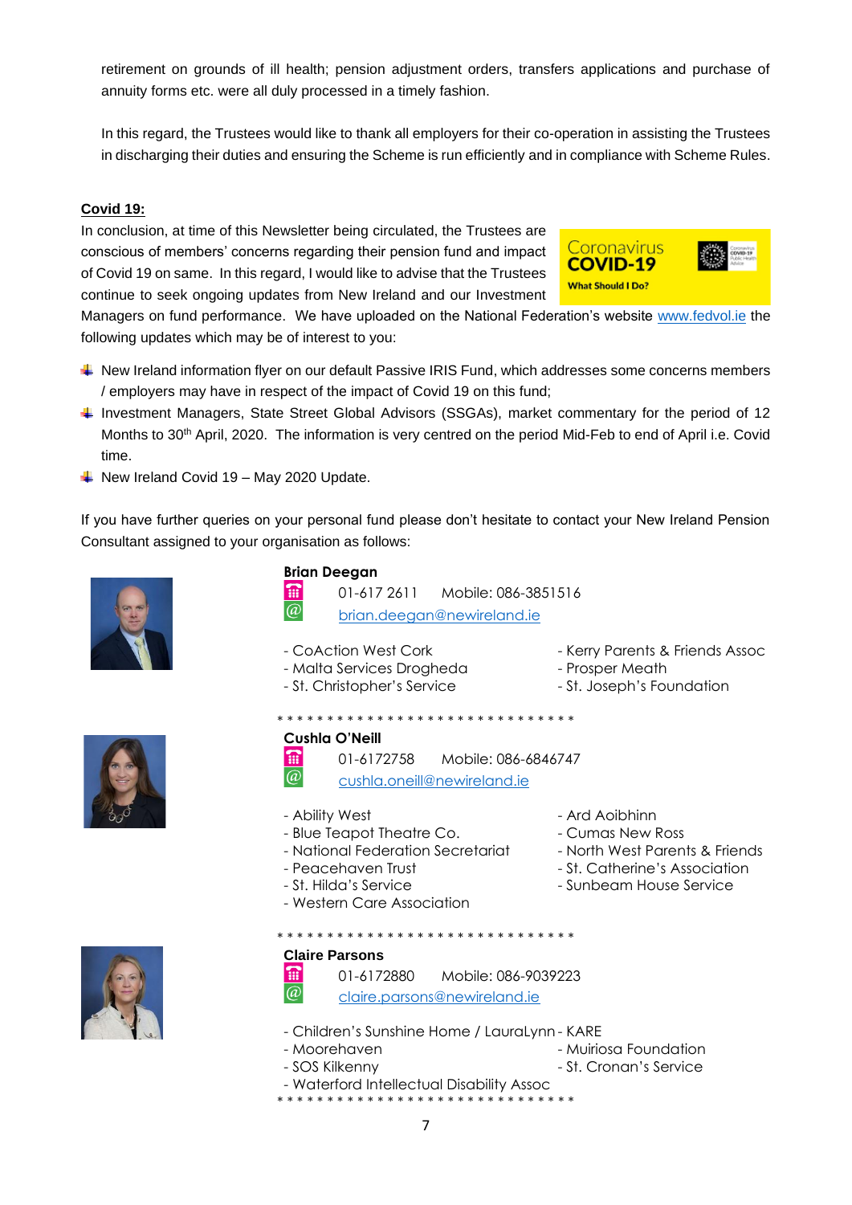retirement on grounds of ill health; pension adjustment orders, transfers applications and purchase of annuity forms etc. were all duly processed in a timely fashion.

In this regard, the Trustees would like to thank all employers for their co-operation in assisting the Trustees in discharging their duties and ensuring the Scheme is run efficiently and in compliance with Scheme Rules.

**Covid 19:**

In conclusion, at time of this Newsletter being circulated, the Trustees are conscious of members' concerns regarding their pension fund and impact of Covid 19 on same. In this regard, I would like to advise that the Trustees continue to seek ongoing updates from New Ireland and our Investment Managers on fund performance. We have uploaded on the National Federation's website www.fedvol.ie the following updates which may be of interest to you:

- New Ireland information flyer on our default Passive IRIS Fund, which addresses some concerns members / employers may have in respect of the impact of Covid 19 on this fund;
- Investment Managers, State Street Global Advisors (SSGAs), market commentary for the period of 12 Months to 30th April, 2020. The information is very centred on the period Mid-Feb to end of April i.e. Covid time.
- New Ireland Covid 19 – May 2020 Update.

If you have further queries on your personal fund please don't hesitate to contact your New Ireland Pension Consultant assigned to your organisation as follows:

**Brian Deegan**

01-617 2611 Mobile: 086-3851516

brian.deegan@newireland.ie

- CoAction West Cork
- Malta Services Drogheda
- St. Christopher's Service
- Kerry Parents & Friends Assoc
- Prosper Meath
- St. Joseph's Foundation

* * * * * * * * * * * * * * * * * * * * * * * * * * * * * *

**Cushla O'Neill**

01-6172758 Mobile: 086-6846747

cushla.oneill@newireland.ie

- Ability West
- Blue Teapot Theatre Co.
- National Federation Secretariat
- Peacehaven Trust
- St. Hilda's Service
- Western Care Association
- Ard Aoibhinn
- Cumas New Ross
- North West Parents & Friends
- St. Catherine's Association
- Sunbeam House Service

* * * * * * * * * * * * * * * * * * * * * * * * * * * * * *

**Claire Parsons**

01-6172880 Mobile: 086-9039223

claire.parsons@newireland.ie

- Children's Sunshine Home / LauraLynn
- Moorehaven
- SOS Kilkenny
- Waterford Intellectual Disability Assoc
- KARE
- Muiriosa Foundation
- St. Cronan's Service

* * * * * * * * * * * * * * * * * * * * * * * * * * * * * *